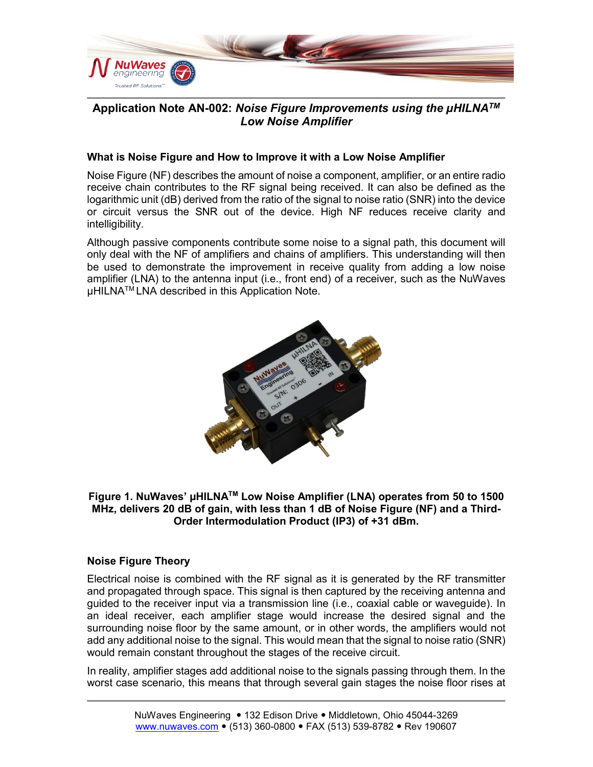# Application Note AN-002: *Noise Figure Improvements using the μHILNA™ Low Noise Amplifier*

## What is Noise Figure and How to Improve it with a Low Noise Amplifier

Noise Figure (NF) describes the amount of noise a component, amplifier, or an entire radio receive chain contributes to the RF signal being received. It can also be defined as the logarithmic unit (dB) derived from the ratio of the signal to noise ratio (SNR) into the device or circuit versus the SNR out of the device. High NF reduces receive clarity and intelligibility.

Although passive components contribute some noise to a signal path, this document will only deal with the NF of amplifiers and chains of amplifiers. This understanding will then be used to demonstrate the improvement in receive quality from adding a low noise amplifier (LNA) to the antenna input (i.e., front end) of a receiver, such as the NuWaves μHILNA™ LNA described in this Application Note.

**Figure 1. NuWaves' μHILNA™ Low Noise Amplifier (LNA) operates from 50 to 1500 MHz, delivers 20 dB of gain, with less than 1 dB of Noise Figure (NF) and a Third-Order Intermodulation Product (IP3) of +31 dBm.**

## Noise Figure Theory

Electrical noise is combined with the RF signal as it is generated by the RF transmitter and propagated through space. This signal is then captured by the receiving antenna and guided to the receiver input via a transmission line (i.e., coaxial cable or waveguide). In an ideal receiver, each amplifier stage would increase the desired signal and the surrounding noise floor by the same amount, or in other words, the amplifiers would not add any additional noise to the signal. This would mean that the signal to noise ratio (SNR) would remain constant throughout the stages of the receive circuit.

In reality, amplifier stages add additional noise to the signals passing through them. In the worst case scenario, this means that through several gain stages the noise floor rises at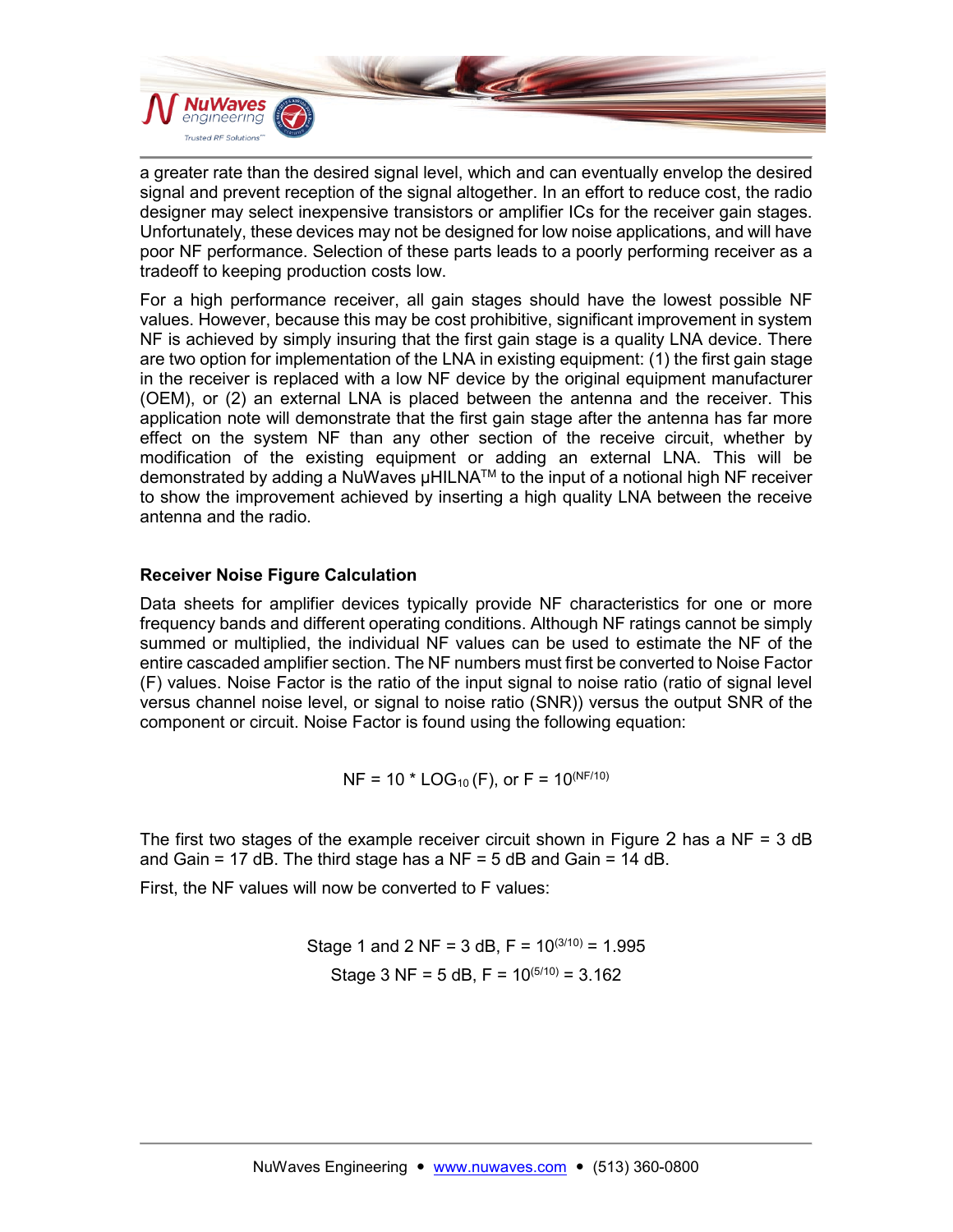a greater rate than the desired signal level, which and can eventually envelop the desired signal and prevent reception of the signal altogether. In an effort to reduce cost, the radio designer may select inexpensive transistors or amplifier ICs for the receiver gain stages. Unfortunately, these devices may not be designed for low noise applications, and will have poor NF performance. Selection of these parts leads to a poorly performing receiver as a tradeoff to keeping production costs low.

For a high performance receiver, all gain stages should have the lowest possible NF values. However, because this may be cost prohibitive, significant improvement in system NF is achieved by simply insuring that the first gain stage is a quality LNA device. There are two option for implementation of the LNA in existing equipment: (1) the first gain stage in the receiver is replaced with a low NF device by the original equipment manufacturer (OEM), or (2) an external LNA is placed between the antenna and the receiver. This application note will demonstrate that the first gain stage after the antenna has far more effect on the system NF than any other section of the receive circuit, whether by modification of the existing equipment or adding an external LNA. This will be demonstrated by adding a NuWaves μHILNA™ to the input of a notional high NF receiver to show the improvement achieved by inserting a high quality LNA between the receive antenna and the radio.

### Receiver Noise Figure Calculation

Data sheets for amplifier devices typically provide NF characteristics for one or more frequency bands and different operating conditions. Although NF ratings cannot be simply summed or multiplied, the individual NF values can be used to estimate the NF of the entire cascaded amplifier section. The NF numbers must first be converted to Noise Factor (F) values. Noise Factor is the ratio of the input signal to noise ratio (ratio of signal level versus channel noise level, or signal to noise ratio (SNR)) versus the output SNR of the component or circuit. Noise Factor is found using the following equation:

$$NF = 10 * \log_{10}(F), \text{ or } F = 10^{(NF/10)}$$

The first two stages of the example receiver circuit shown in Figure 2 has a NF = 3 dB and Gain = 17 dB. The third stage has a NF = 5 dB and Gain = 14 dB.

First, the NF values will now be converted to F values:

$$\text{Stage 1 and 2 NF} = 3 \text{ dB}, F = 10^{(3/10)} = 1.995$$

$$\text{Stage 3 NF} = 5 \text{ dB}, F = 10^{(5/10)} = 3.162$$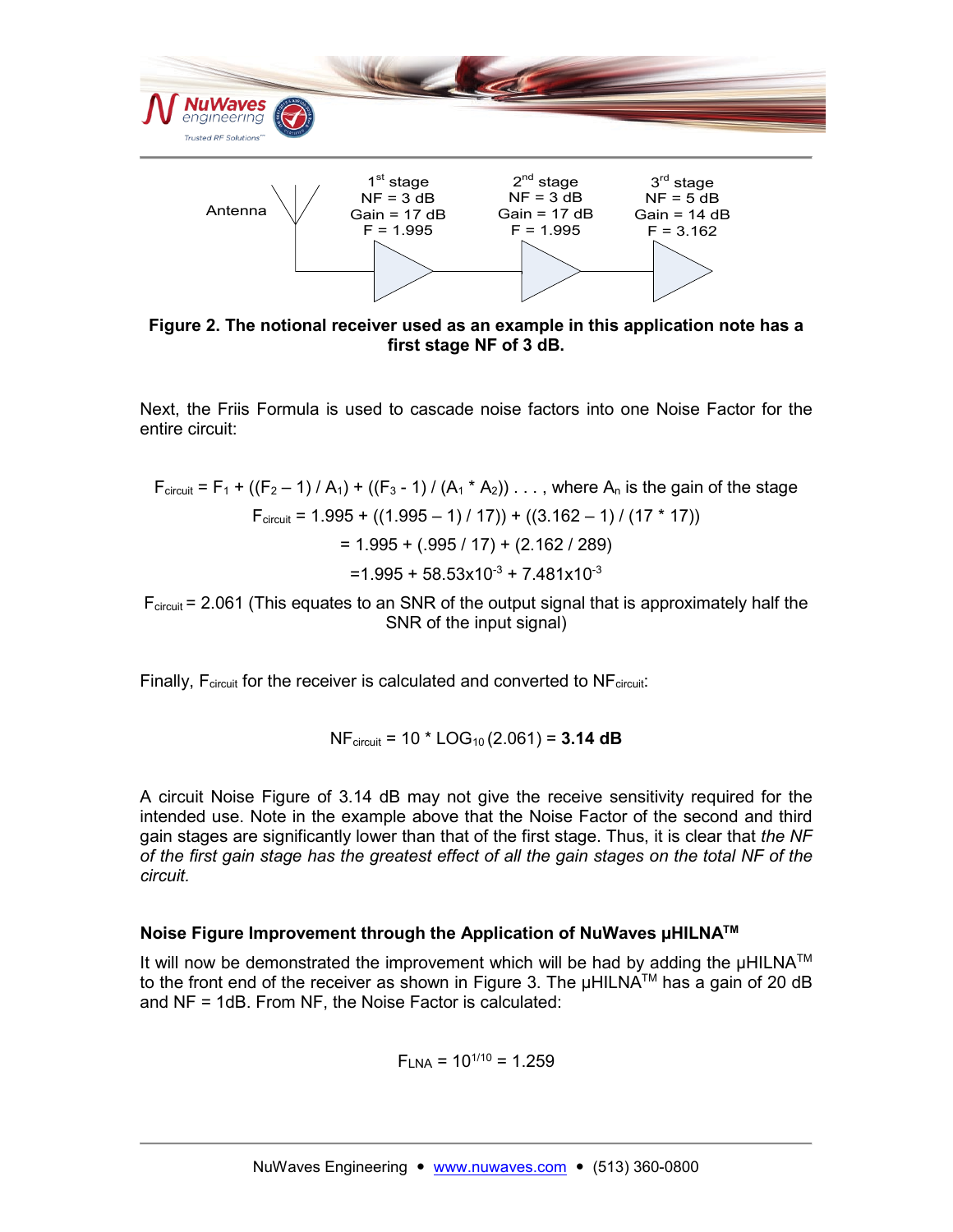Antenna

| | 1st stage | 2nd stage | 3rd stage |
|---|---|---|---|
| NF | 3 dB | 3 dB | 5 dB |
| Gain | 17 dB | 17 dB | 14 dB |
| F | 1.995 | 1.995 | 3.162 |

**Figure 2. The notional receiver used as an example in this application note has a first stage NF of 3 dB.**

Next, the Friis Formula is used to cascade noise factors into one Noise Factor for the entire circuit:

$$F_{circuit} = F_1 + ((F_2 - 1) / A_1) + ((F_3 - 1) / (A_1 * A_2)) \ldots, \text{ where } A_n \text{ is the gain of the stage}$$

$$F_{circuit} = 1.995 + ((1.995 - 1) / 17)) + ((3.162 - 1) / (17 * 17))$$

$$= 1.995 + (.995 / 17) + (2.162 / 289)$$

$$= 1.995 + 58.53 \times 10^{-3} + 7.481 \times 10^{-3}$$

$F_{circuit} = 2.061$ (This equates to an SNR of the output signal that is approximately half the SNR of the input signal)

Finally, $F_{circuit}$ for the receiver is calculated and converted to $NF_{circuit}$:

$$NF_{circuit} = 10 * LOG_{10}(2.061) = \mathbf{3.14\ dB}$$

A circuit Noise Figure of 3.14 dB may not give the receive sensitivity required for the intended use. Note in the example above that the Noise Factor of the second and third gain stages are significantly lower than that of the first stage. Thus, it is clear that *the NF of the first gain stage has the greatest effect of all the gain stages on the total NF of the circuit.*

### Noise Figure Improvement through the Application of NuWaves µHILNA™

It will now be demonstrated the improvement which will be had by adding the µHILNA™ to the front end of the receiver as shown in Figure 3. The µHILNA™ has a gain of 20 dB and NF = 1dB. From NF, the Noise Factor is calculated:

$$F_{LNA} = 10^{1/10} = 1.259$$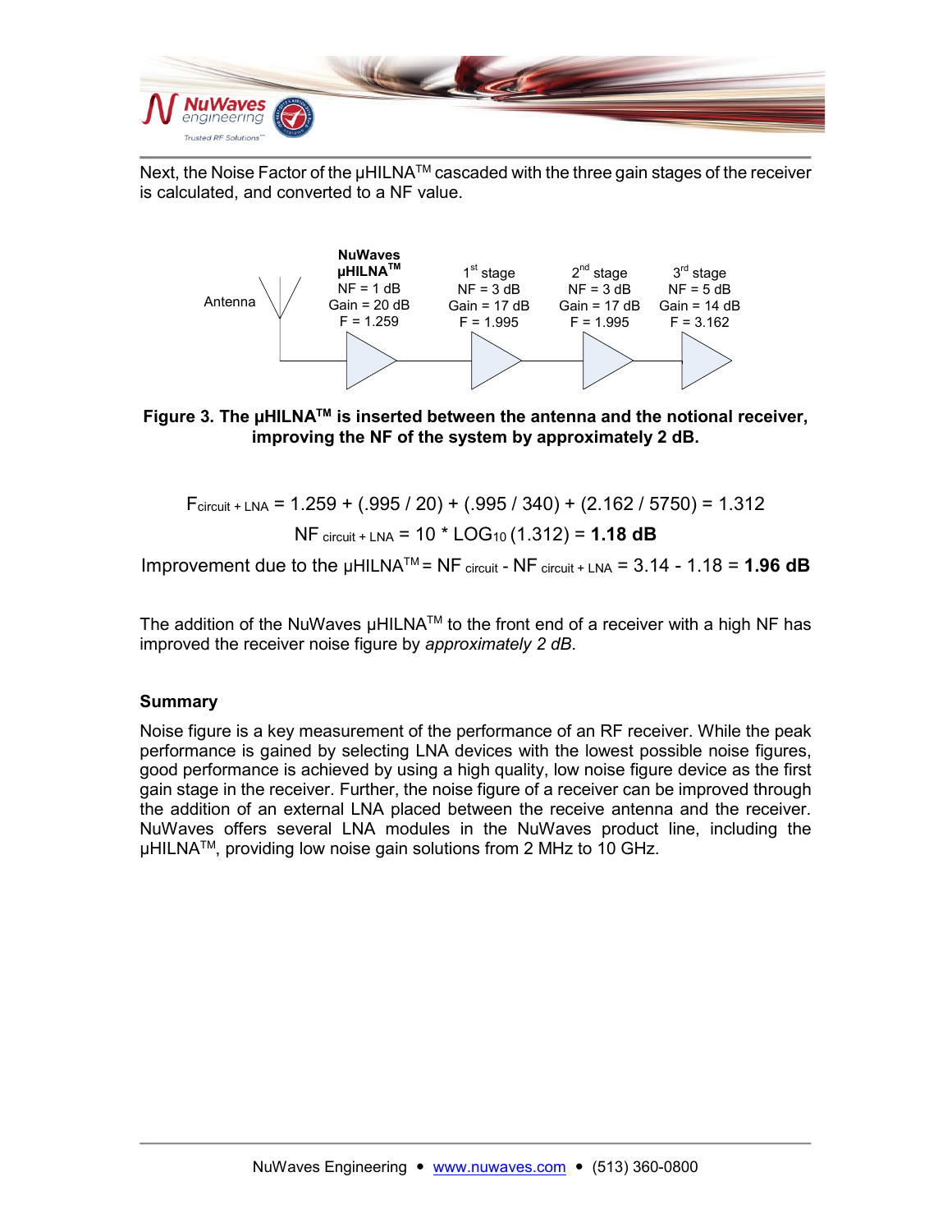Next, the Noise Factor of the µHILNA™ cascaded with the three gain stages of the receiver is calculated, and converted to a NF value.

Antenna

| NuWaves µHILNA™ | 1st stage | 2nd stage | 3rd stage |
| --- | --- | --- | --- |
| NF = 1 dB | NF = 3 dB | NF = 3 dB | NF = 5 dB |
| Gain = 20 dB | Gain = 17 dB | Gain = 17 dB | Gain = 14 dB |
| F = 1.259 | F = 1.995 | F = 1.995 | F = 3.162 |

**Figure 3. The µHILNA™ is inserted between the antenna and the notional receiver, improving the NF of the system by approximately 2 dB.**

$$F_{circuit + LNA} = 1.259 + (.995 / 20) + (.995 / 340) + (2.162 / 5750) = 1.312$$

$$NF_{circuit + LNA} = 10 * LOG_{10}(1.312) = \mathbf{1.18\ dB}$$

$$\text{Improvement due to the µHILNA}^{TM} = NF_{circuit} - NF_{circuit + LNA} = 3.14 - 1.18 = \mathbf{1.96\ dB}$$

The addition of the NuWaves µHILNA™ to the front end of a receiver with a high NF has improved the receiver noise figure by *approximately 2 dB*.

## Summary

Noise figure is a key measurement of the performance of an RF receiver. While the peak performance is gained by selecting LNA devices with the lowest possible noise figures, good performance is achieved by using a high quality, low noise figure device as the first gain stage in the receiver. Further, the noise figure of a receiver can be improved through the addition of an external LNA placed between the receive antenna and the receiver. NuWaves offers several LNA modules in the NuWaves product line, including the µHILNA™, providing low noise gain solutions from 2 MHz to 10 GHz.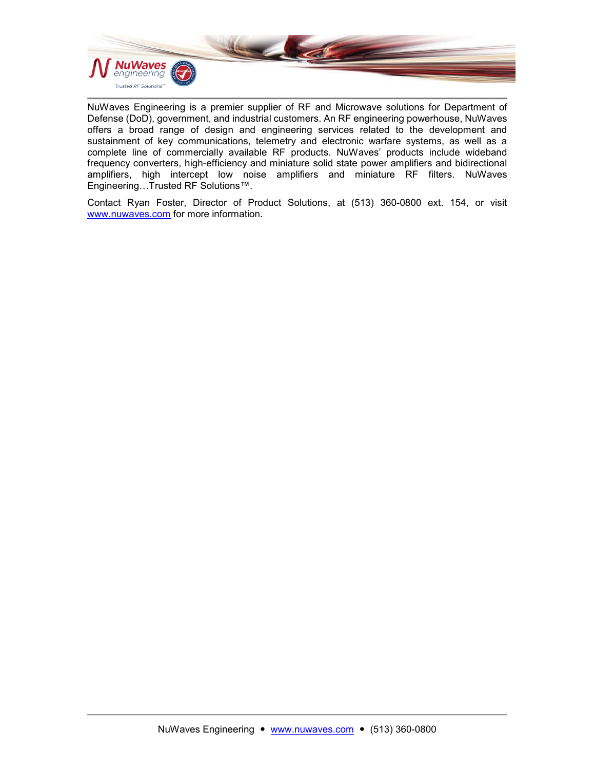NuWaves Engineering is a premier supplier of RF and Microwave solutions for Department of Defense (DoD), government, and industrial customers. An RF engineering powerhouse, NuWaves offers a broad range of design and engineering services related to the development and sustainment of key communications, telemetry and electronic warfare systems, as well as a complete line of commercially available RF products. NuWaves' products include wideband frequency converters, high-efficiency and miniature solid state power amplifiers and bidirectional amplifiers, high intercept low noise amplifiers and miniature RF filters. NuWaves Engineering…Trusted RF Solutions™.

Contact Ryan Foster, Director of Product Solutions, at (513) 360-0800 ext. 154, or visit [www.nuwaves.com](http://www.nuwaves.com) for more information.